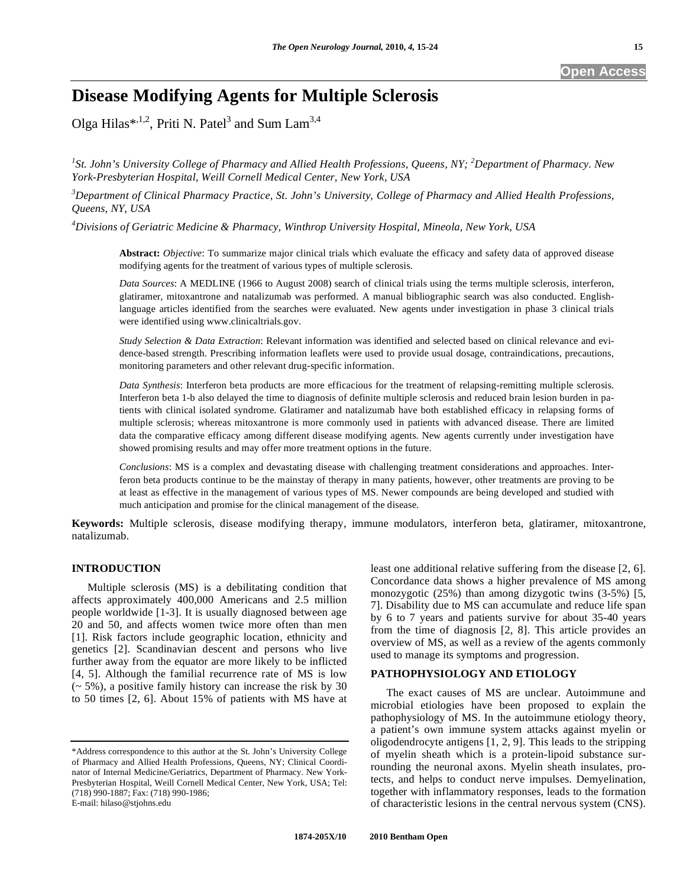# Disease Modifying Agents for Multiple Sclerosis

Olga Hilas*[,1,2], Priti N. Patel[3] and Sum Lam[3,4]

[1]St. John's University College of Pharmacy and Allied Health Professions, Queens, NY; [2]Department of Pharmacy. New York-Presbyterian Hospital, Weill Cornell Medical Center, New York, USA

[3]Department of Clinical Pharmacy Practice, St. John's University, College of Pharmacy and Allied Health Professions, Queens, NY, USA

[4]Divisions of Geriatric Medicine & Pharmacy, Winthrop University Hospital, Mineola, New York, USA

**Abstract:** *Objective*: To summarize major clinical trials which evaluate the efficacy and safety data of approved disease modifying agents for the treatment of various types of multiple sclerosis.

*Data Sources*: A MEDLINE (1966 to August 2008) search of clinical trials using the terms multiple sclerosis, interferon, glatiramer, mitoxantrone and natalizumab was performed. A manual bibliographic search was also conducted. English-language articles identified from the searches were evaluated. New agents under investigation in phase 3 clinical trials were identified using www.clinicaltrials.gov.

*Study Selection & Data Extraction*: Relevant information was identified and selected based on clinical relevance and evidence-based strength. Prescribing information leaflets were used to provide usual dosage, contraindications, precautions, monitoring parameters and other relevant drug-specific information.

*Data Synthesis*: Interferon beta products are more efficacious for the treatment of relapsing-remitting multiple sclerosis. Interferon beta 1-b also delayed the time to diagnosis of definite multiple sclerosis and reduced brain lesion burden in patients with clinical isolated syndrome. Glatiramer and natalizumab have both established efficacy in relapsing forms of multiple sclerosis; whereas mitoxantrone is more commonly used in patients with advanced disease. There are limited data the comparative efficacy among different disease modifying agents. New agents currently under investigation have showed promising results and may offer more treatment options in the future.

*Conclusions*: MS is a complex and devastating disease with challenging treatment considerations and approaches. Interferon beta products continue to be the mainstay of therapy in many patients, however, other treatments are proving to be at least as effective in the management of various types of MS. Newer compounds are being developed and studied with much anticipation and promise for the clinical management of the disease.

**Keywords:** Multiple sclerosis, disease modifying therapy, immune modulators, interferon beta, glatiramer, mitoxantrone, natalizumab.

## INTRODUCTION

Multiple sclerosis (MS) is a debilitating condition that affects approximately 400,000 Americans and 2.5 million people worldwide [1-3]. It is usually diagnosed between age 20 and 50, and affects women twice more often than men [1]. Risk factors include geographic location, ethnicity and genetics [2]. Scandinavian descent and persons who live further away from the equator are more likely to be inflicted [4, 5]. Although the familial recurrence rate of MS is low (~ 5%), a positive family history can increase the risk by 30 to 50 times [2, 6]. About 15% of patients with MS have at least one additional relative suffering from the disease [2, 6]. Concordance data shows a higher prevalence of MS among monozygotic (25%) than among dizygotic twins (3-5%) [5, 7]. Disability due to MS can accumulate and reduce life span by 6 to 7 years and patients survive for about 35-40 years from the time of diagnosis [2, 8]. This article provides an overview of MS, as well as a review of the agents commonly used to manage its symptoms and progression.

## PATHOPHYSIOLOGY AND ETIOLOGY

The exact causes of MS are unclear. Autoimmune and microbial etiologies have been proposed to explain the pathophysiology of MS. In the autoimmune etiology theory, a patient's own immune system attacks against myelin or oligodendrocyte antigens [1, 2, 9]. This leads to the stripping of myelin sheath which is a protein-lipoid substance surrounding the neuronal axons. Myelin sheath insulates, protects, and helps to conduct nerve impulses. Demyelination, together with inflammatory responses, leads to the formation of characteristic lesions in the central nervous system (CNS).

*Address correspondence to this author at the St. John's University College of Pharmacy and Allied Health Professions, Queens, NY; Clinical Coordinator of Internal Medicine/Geriatrics, Department of Pharmacy. New York-Presbyterian Hospital, Weill Cornell Medical Center, New York, USA; Tel: (718) 990-1887; Fax: (718) 990-1986;
E-mail: hilaso@stjohns.edu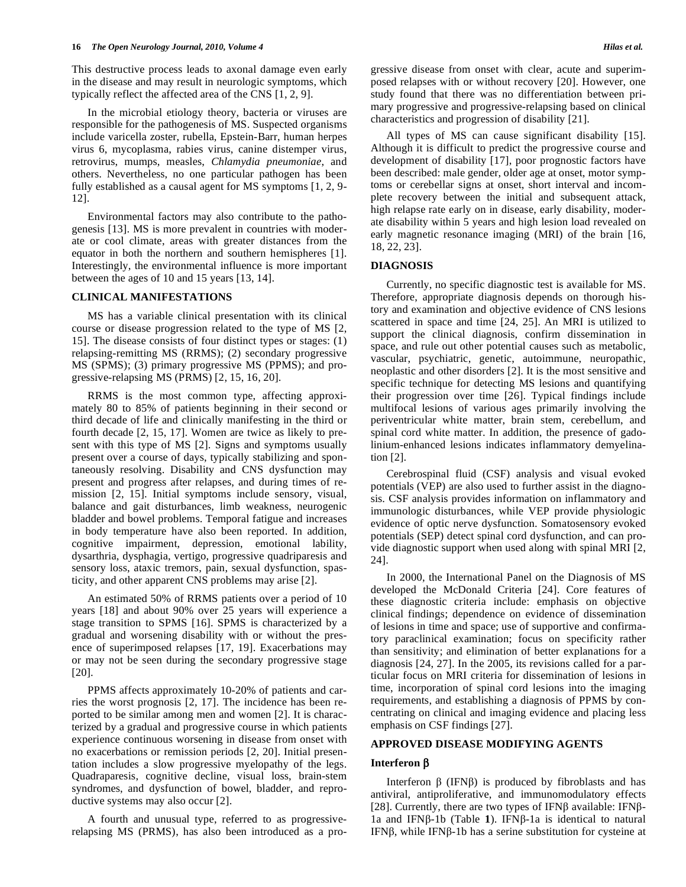This destructive process leads to axonal damage even early in the disease and may result in neurologic symptoms, which typically reflect the affected area of the CNS [1, 2, 9].

In the microbial etiology theory, bacteria or viruses are responsible for the pathogenesis of MS. Suspected organisms include varicella zoster, rubella, Epstein-Barr, human herpes virus 6, mycoplasma, rabies virus, canine distemper virus, retrovirus, mumps, measles, *Chlamydia pneumoniae*, and others. Nevertheless, no one particular pathogen has been fully established as a causal agent for MS symptoms [1, 2, 9-12].

Environmental factors may also contribute to the pathogenesis [13]. MS is more prevalent in countries with moderate or cool climate, areas with greater distances from the equator in both the northern and southern hemispheres [1]. Interestingly, the environmental influence is more important between the ages of 10 and 15 years [13, 14].

## CLINICAL MANIFESTATIONS

MS has a variable clinical presentation with its clinical course or disease progression related to the type of MS [2, 15]. The disease consists of four distinct types or stages: (1) relapsing-remitting MS (RRMS); (2) secondary progressive MS (SPMS); (3) primary progressive MS (PPMS); and progressive-relapsing MS (PRMS) [2, 15, 16, 20].

RRMS is the most common type, affecting approximately 80 to 85% of patients beginning in their second or third decade of life and clinically manifesting in the third or fourth decade [2, 15, 17]. Women are twice as likely to present with this type of MS [2]. Signs and symptoms usually present over a course of days, typically stabilizing and spontaneously resolving. Disability and CNS dysfunction may present and progress after relapses, and during times of remission [2, 15]. Initial symptoms include sensory, visual, balance and gait disturbances, limb weakness, neurogenic bladder and bowel problems. Temporal fatigue and increases in body temperature have also been reported. In addition, cognitive impairment, depression, emotional lability, dysarthria, dysphagia, vertigo, progressive quadriparesis and sensory loss, ataxic tremors, pain, sexual dysfunction, spasticity, and other apparent CNS problems may arise [2].

An estimated 50% of RRMS patients over a period of 10 years [18] and about 90% over 25 years will experience a stage transition to SPMS [16]. SPMS is characterized by a gradual and worsening disability with or without the presence of superimposed relapses [17, 19]. Exacerbations may or may not be seen during the secondary progressive stage [20].

PPMS affects approximately 10-20% of patients and carries the worst prognosis [2, 17]. The incidence has been reported to be similar among men and women [2]. It is characterized by a gradual and progressive course in which patients experience continuous worsening in disease from onset with no exacerbations or remission periods [2, 20]. Initial presentation includes a slow progressive myelopathy of the legs. Quadraparesis, cognitive decline, visual loss, brain-stem syndromes, and dysfunction of bowel, bladder, and reproductive systems may also occur [2].

A fourth and unusual type, referred to as progressive-relapsing MS (PRMS), has also been introduced as a progressive disease from onset with clear, acute and superimposed relapses with or without recovery [20]. However, one study found that there was no differentiation between primary progressive and progressive-relapsing based on clinical characteristics and progression of disability [21].

All types of MS can cause significant disability [15]. Although it is difficult to predict the progressive course and development of disability [17], poor prognostic factors have been described: male gender, older age at onset, motor symptoms or cerebellar signs at onset, short interval and incomplete recovery between the initial and subsequent attack, high relapse rate early on in disease, early disability, moderate disability within 5 years and high lesion load revealed on early magnetic resonance imaging (MRI) of the brain [16, 18, 22, 23].

## DIAGNOSIS

Currently, no specific diagnostic test is available for MS. Therefore, appropriate diagnosis depends on thorough history and examination and objective evidence of CNS lesions scattered in space and time [24, 25]. An MRI is utilized to support the clinical diagnosis, confirm dissemination in space, and rule out other potential causes such as metabolic, vascular, psychiatric, genetic, autoimmune, neuropathic, neoplastic and other disorders [2]. It is the most sensitive and specific technique for detecting MS lesions and quantifying their progression over time [26]. Typical findings include multifocal lesions of various ages primarily involving the periventricular white matter, brain stem, cerebellum, and spinal cord white matter. In addition, the presence of gadolinium-enhanced lesions indicates inflammatory demyelination [2].

Cerebrospinal fluid (CSF) analysis and visual evoked potentials (VEP) are also used to further assist in the diagnosis. CSF analysis provides information on inflammatory and immunologic disturbances, while VEP provide physiologic evidence of optic nerve dysfunction. Somatosensory evoked potentials (SEP) detect spinal cord dysfunction, and can provide diagnostic support when used along with spinal MRI [2, 24].

In 2000, the International Panel on the Diagnosis of MS developed the McDonald Criteria [24]. Core features of these diagnostic criteria include: emphasis on objective clinical findings; dependence on evidence of dissemination of lesions in time and space; use of supportive and confirmatory paraclinical examination; focus on specificity rather than sensitivity; and elimination of better explanations for a diagnosis [24, 27]. In the 2005, its revisions called for a particular focus on MRI criteria for dissemination of lesions in time, incorporation of spinal cord lesions into the imaging requirements, and establishing a diagnosis of PPMS by concentrating on clinical and imaging evidence and placing less emphasis on CSF findings [27].

## APPROVED DISEASE MODIFYING AGENTS

### Interferon β

Interferon β (IFNβ) is produced by fibroblasts and has antiviral, antiproliferative, and immunomodulatory effects [28]. Currently, there are two types of IFNβ available: IFNβ-1a and IFNβ-1b (Table **1**). IFNβ-1a is identical to natural IFNβ, while IFNβ-1b has a serine substitution for cysteine at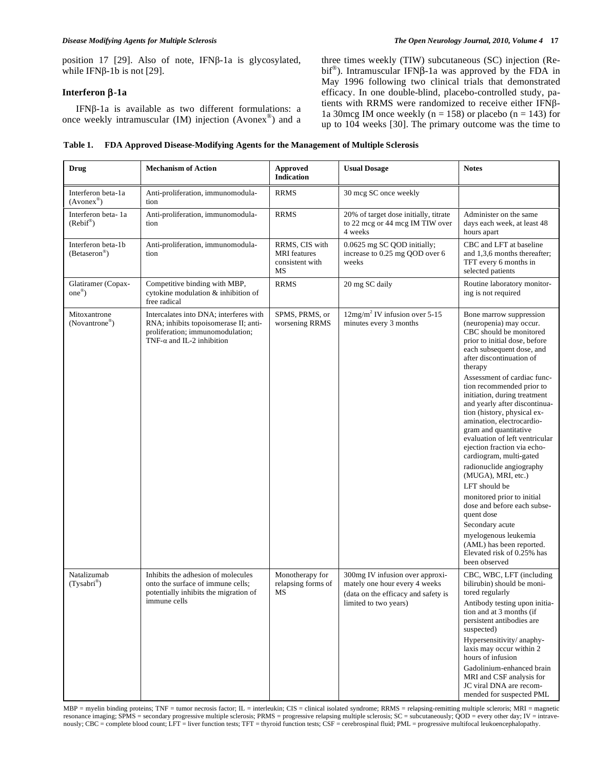position 17 [29]. Also of note, IFNβ-1a is glycosylated, while IFNβ-1b is not [29].

### Interferon β-1a

IFNβ-1a is available as two different formulations: a once weekly intramuscular (IM) injection (Avonex®) and a three times weekly (TIW) subcutaneous (SC) injection (Rebif®). Intramuscular IFNβ-1a was approved by the FDA in May 1996 following two clinical trials that demonstrated efficacy. In one double-blind, placebo-controlled study, patients with RRMS were randomized to receive either IFNβ-1a 30mcg IM once weekly (n = 158) or placebo (n = 143) for up to 104 weeks [30]. The primary outcome was the time to

**Table 1. FDA Approved Disease-Modifying Agents for the Management of Multiple Sclerosis**

| Drug | Mechanism of Action | Approved Indication | Usual Dosage | Notes |
|---|---|---|---|---|
| Interferon beta-1a (Avonex®) | Anti-proliferation, immunomodulation | RRMS | 30 mcg SC once weekly | |
| Interferon beta- 1a (Rebif®) | Anti-proliferation, immunomodulation | RRMS | 20% of target dose initially, titrate to 22 mcg or 44 mcg IM TIW over 4 weeks | Administer on the same days each week, at least 48 hours apart |
| Interferon beta-1b (Betaseron®) | Anti-proliferation, immunomodulation | RRMS, CIS with MRI features consistent with MS | 0.0625 mg SC QOD initially; increase to 0.25 mg QOD over 6 weeks | CBC and LFT at baseline and 1,3,6 months thereafter; TFT every 6 months in selected patients |
| Glatiramer (Copaxone®) | Competitive binding with MBP, cytokine modulation & inhibition of free radical | RRMS | 20 mg SC daily | Routine laboratory monitoring is not required |
| Mitoxantrone (Novantrone®) | Intercalates into DNA; interferes with RNA; inhibits topoisomerase II; anti-proliferation; immunomodulation; TNF-α and IL-2 inhibition | SPMS, PRMS, or worsening RRMS | $12mg/m^2$ IV infusion over 5-15 minutes every 3 months | Bone marrow suppression (neuropenia) may occur. CBC should be monitored prior to initial dose, before each subsequent dose, and after discontinuation of therapy<br>Assessment of cardiac function recommended prior to initiation, during treatment and yearly after discontinuation (history, physical examination, electrocardiogram and quantitative evaluation of left ventricular ejection fraction via echocardiogram, multi-gated radionuclide angiography (MUGA), MRI, etc.)<br>LFT should be monitored prior to initial dose and before each subsequent dose<br>Secondary acute myelogenous leukemia (AML) has been reported. Elevated risk of 0.25% has been observed |
| Natalizumab (Tysabri®) | Inhibits the adhesion of molecules onto the surface of immune cells; potentially inhibits the migration of immune cells | Monotherapy for relapsing forms of MS | 300mg IV infusion over approximately one hour every 4 weeks (data on the efficacy and safety is limited to two years) | CBC, WBC, LFT (including bilirubin) should be monitored regularly<br>Antibody testing upon initiation and at 3 months (if persistent antibodies are suspected)<br>Hypersensitivity/ anaphylaxis may occur within 2 hours of infusion<br>Gadolinium-enhanced brain MRI and CSF analysis for JC viral DNA are recommended for suspected PML |

MBP = myelin binding proteins; TNF = tumor necrosis factor; IL = interleukin; CIS = clinical isolated syndrome; RRMS = relapsing-remitting multiple scleroris; MRI = magnetic resonance imaging; SPMS = secondary progressive multiple sclerosis; PRMS = progressive relapsing multiple sclerosis; SC = subcutaneously; QOD = every other day; IV = intravenously; CBC = complete blood count; LFT = liver function tests; TFT = thyroid function tests; CSF = cerebrospinal fluid; PML = progressive multifocal leukoencephalopathy.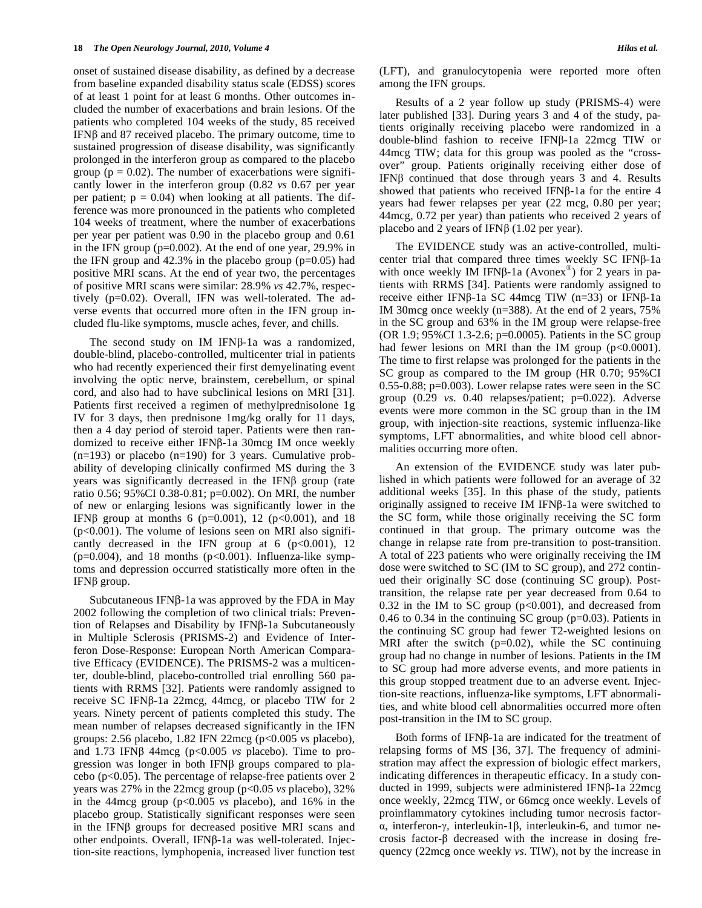onset of sustained disease disability, as defined by a decrease from baseline expanded disability status scale (EDSS) scores of at least 1 point for at least 6 months. Other outcomes included the number of exacerbations and brain lesions. Of the patients who completed 104 weeks of the study, 85 received IFNβ and 87 received placebo. The primary outcome, time to sustained progression of disease disability, was significantly prolonged in the interferon group as compared to the placebo group ($p = 0.02$). The number of exacerbations were significantly lower in the interferon group (0.82 *vs* 0.67 per year per patient; $p = 0.04$) when looking at all patients. The difference was more pronounced in the patients who completed 104 weeks of treatment, where the number of exacerbations per year per patient was 0.90 in the placebo group and 0.61 in the IFN group ($p=0.002$). At the end of one year, 29.9% in the IFN group and 42.3% in the placebo group ($p=0.05$) had positive MRI scans. At the end of year two, the percentages of positive MRI scans were similar: 28.9% *vs* 42.7%, respectively ($p=0.02$). Overall, IFN was well-tolerated. The adverse events that occurred more often in the IFN group included flu-like symptoms, muscle aches, fever, and chills.

The second study on IM IFNβ-1a was a randomized, double-blind, placebo-controlled, multicenter trial in patients who had recently experienced their first demyelinating event involving the optic nerve, brainstem, cerebellum, or spinal cord, and also had to have subclinical lesions on MRI [31]. Patients first received a regimen of methylprednisolone 1g IV for 3 days, then prednisone 1mg/kg orally for 11 days, then a 4 day period of steroid taper. Patients were then randomized to receive either IFNβ-1a 30mcg IM once weekly (n=193) or placebo (n=190) for 3 years. Cumulative probability of developing clinically confirmed MS during the 3 years was significantly decreased in the IFNβ group (rate ratio 0.56; 95%CI 0.38-0.81; $p=0.002$). On MRI, the number of new or enlarging lesions was significantly lower in the IFNβ group at months 6 ($p=0.001$), 12 ($p<0.001$), and 18 ($p<0.001$). The volume of lesions seen on MRI also significantly decreased in the IFN group at 6 ($p<0.001$), 12 ($p=0.004$), and 18 months ($p<0.001$). Influenza-like symptoms and depression occurred statistically more often in the IFNβ group.

Subcutaneous IFNβ-1a was approved by the FDA in May 2002 following the completion of two clinical trials: Prevention of Relapses and Disability by IFNβ-1a Subcutaneously in Multiple Sclerosis (PRISMS-2) and Evidence of Interferon Dose-Response: European North American Comparative Efficacy (EVIDENCE). The PRISMS-2 was a multicenter, double-blind, placebo-controlled trial enrolling 560 patients with RRMS [32]. Patients were randomly assigned to receive SC IFNβ-1a 22mcg, 44mcg, or placebo TIW for 2 years. Ninety percent of patients completed this study. The mean number of relapses decreased significantly in the IFN groups: 2.56 placebo, 1.82 IFN 22mcg ($p<0.005$ *vs* placebo), and 1.73 IFNβ 44mcg ($p<0.005$ *vs* placebo). Time to progression was longer in both IFNβ groups compared to placebo ($p<0.05$). The percentage of relapse-free patients over 2 years was 27% in the 22mcg group ($p<0.05$ *vs* placebo), 32% in the 44mcg group ($p<0.005$ *vs* placebo), and 16% in the placebo group. Statistically significant responses were seen in the IFNβ groups for decreased positive MRI scans and other endpoints. Overall, IFNβ-1a was well-tolerated. Injection-site reactions, lymphopenia, increased liver function test (LFT), and granulocytopenia were reported more often among the IFN groups.

Results of a 2 year follow up study (PRISMS-4) were later published [33]. During years 3 and 4 of the study, patients originally receiving placebo were randomized in a double-blind fashion to receive IFNβ-1a 22mcg TIW or 44mcg TIW; data for this group was pooled as the "crossover" group. Patients originally receiving either dose of IFNβ continued that dose through years 3 and 4. Results showed that patients who received IFNβ-1a for the entire 4 years had fewer relapses per year (22 mcg, 0.80 per year; 44mcg, 0.72 per year) than patients who received 2 years of placebo and 2 years of IFNβ (1.02 per year).

The EVIDENCE study was an active-controlled, multicenter trial that compared three times weekly SC IFNβ-1a with once weekly IM IFNβ-1a (Avonex®) for 2 years in patients with RRMS [34]. Patients were randomly assigned to receive either IFNβ-1a SC 44mcg TIW (n=33) or IFNβ-1a IM 30mcg once weekly (n=388). At the end of 2 years, 75% in the SC group and 63% in the IM group were relapse-free (OR 1.9; 95%CI 1.3-2.6; $p=0.0005$). Patients in the SC group had fewer lesions on MRI than the IM group ($p<0.0001$). The time to first relapse was prolonged for the patients in the SC group as compared to the IM group (HR 0.70; 95%CI 0.55-0.88; $p=0.003$). Lower relapse rates were seen in the SC group (0.29 *vs*. 0.40 relapses/patient; $p=0.022$). Adverse events were more common in the SC group than in the IM group, with injection-site reactions, systemic influenza-like symptoms, LFT abnormalities, and white blood cell abnormalities occurring more often.

An extension of the EVIDENCE study was later published in which patients were followed for an average of 32 additional weeks [35]. In this phase of the study, patients originally assigned to receive IM IFNβ-1a were switched to the SC form, while those originally receiving the SC form continued in that group. The primary outcome was the change in relapse rate from pre-transition to post-transition. A total of 223 patients who were originally receiving the IM dose were switched to SC (IM to SC group), and 272 continued their originally SC dose (continuing SC group). Post-transition, the relapse rate per year decreased from 0.64 to 0.32 in the IM to SC group ($p<0.001$), and decreased from 0.46 to 0.34 in the continuing SC group ($p=0.03$). Patients in the continuing SC group had fewer T2-weighted lesions on MRI after the switch ($p=0.02$), while the SC continuing group had no change in number of lesions. Patients in the IM to SC group had more adverse events, and more patients in this group stopped treatment due to an adverse event. Injection-site reactions, influenza-like symptoms, LFT abnormalities, and white blood cell abnormalities occurred more often post-transition in the IM to SC group.

Both forms of IFNβ-1a are indicated for the treatment of relapsing forms of MS [36, 37]. The frequency of administration may affect the expression of biologic effect markers, indicating differences in therapeutic efficacy. In a study conducted in 1999, subjects were administered IFNβ-1a 22mcg once weekly, 22mcg TIW, or 66mcg once weekly. Levels of proinflammatory cytokines including tumor necrosis factor-α, interferon-γ, interleukin-1β, interleukin-6, and tumor necrosis factor-β decreased with the increase in dosing frequency (22mcg once weekly *vs*. TIW), not by the increase in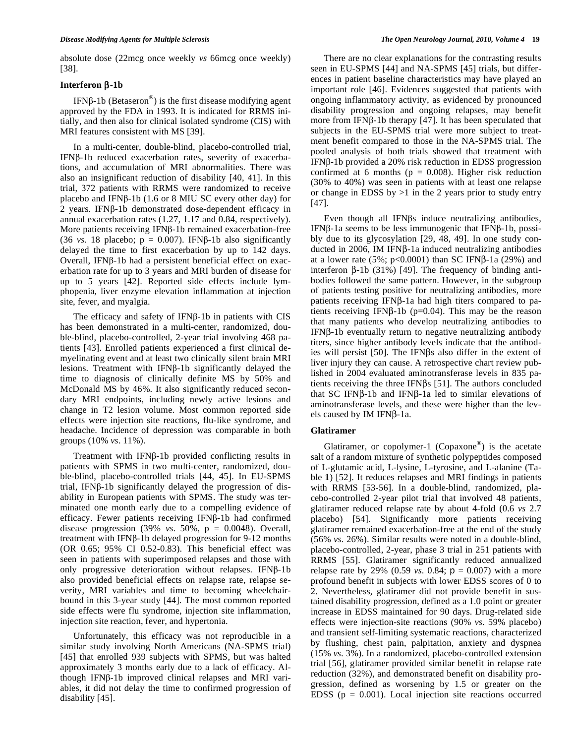absolute dose (22mcg once weekly *vs* 66mcg once weekly) [38].

### Interferon β-1b

IFNβ-1b (Betaseron®) is the first disease modifying agent approved by the FDA in 1993. It is indicated for RRMS initially, and then also for clinical isolated syndrome (CIS) with MRI features consistent with MS [39].

In a multi-center, double-blind, placebo-controlled trial, IFNβ-1b reduced exacerbation rates, severity of exacerbations, and accumulation of MRI abnormalities. There was also an insignificant reduction of disability [40, 41]. In this trial, 372 patients with RRMS were randomized to receive placebo and IFNβ-1b (1.6 or 8 MIU SC every other day) for 2 years. IFNβ-1b demonstrated dose-dependent efficacy in annual exacerbation rates (1.27, 1.17 and 0.84, respectively). More patients receiving IFNβ-1b remained exacerbation-free (36 *vs.* 18 placebo; p = 0.007). IFNβ-1b also significantly delayed the time to first exacerbation by up to 142 days. Overall, IFNβ-1b had a persistent beneficial effect on exacerbation rate for up to 3 years and MRI burden of disease for up to 5 years [42]. Reported side effects include lymphopenia, liver enzyme elevation inflammation at injection site, fever, and myalgia.

The efficacy and safety of IFNβ-1b in patients with CIS has been demonstrated in a multi-center, randomized, double-blind, placebo-controlled, 2-year trial involving 468 patients [43]. Enrolled patients experienced a first clinical demyelinating event and at least two clinically silent brain MRI lesions. Treatment with IFNβ-1b significantly delayed the time to diagnosis of clinically definite MS by 50% and McDonald MS by 46%. It also significantly reduced secondary MRI endpoints, including newly active lesions and change in T2 lesion volume. Most common reported side effects were injection site reactions, flu-like syndrome, and headache. Incidence of depression was comparable in both groups (10% *vs*. 11%).

Treatment with IFNβ-1b provided conflicting results in patients with SPMS in two multi-center, randomized, double-blind, placebo-controlled trials [44, 45]. In EU-SPMS trial, IFNβ-1b significantly delayed the progression of disability in European patients with SPMS. The study was terminated one month early due to a compelling evidence of efficacy. Fewer patients receiving IFNβ-1b had confirmed disease progression (39% *vs*. 50%, p = 0.0048). Overall, treatment with IFNβ-1b delayed progression for 9-12 months (OR 0.65; 95% CI 0.52-0.83). This beneficial effect was seen in patients with superimposed relapses and those with only progressive deterioration without relapses. IFNβ-1b also provided beneficial effects on relapse rate, relapse severity, MRI variables and time to becoming wheelchair-bound in this 3-year study [44]. The most common reported side effects were flu syndrome, injection site inflammation, injection site reaction, fever, and hypertonia.

Unfortunately, this efficacy was not reproducible in a similar study involving North Americans (NA-SPMS trial) [45] that enrolled 939 subjects with SPMS, but was halted approximately 3 months early due to a lack of efficacy. Although IFNβ-1b improved clinical relapses and MRI variables, it did not delay the time to confirmed progression of disability [45].

There are no clear explanations for the contrasting results seen in EU-SPMS [44] and NA-SPMS [45] trials, but differences in patient baseline characteristics may have played an important role [46]. Evidences suggested that patients with ongoing inflammatory activity, as evidenced by pronounced disability progression and ongoing relapses, may benefit more from IFNβ-1b therapy [47]. It has been speculated that subjects in the EU-SPMS trial were more subject to treatment benefit compared to those in the NA-SPMS trial. The pooled analysis of both trials showed that treatment with IFNβ-1b provided a 20% risk reduction in EDSS progression confirmed at 6 months (p = 0.008). Higher risk reduction (30% to 40%) was seen in patients with at least one relapse or change in EDSS by >1 in the 2 years prior to study entry [47].

Even though all IFNβs induce neutralizing antibodies, IFNβ-1a seems to be less immunogenic that IFNβ-1b, possibly due to its glycosylation [29, 48, 49]. In one study conducted in 2006, IM IFNβ-1a induced neutralizing antibodies at a lower rate (5%; p<0.0001) than SC IFNβ-1a (29%) and interferon β-1b (31%) [49]. The frequency of binding antibodies followed the same pattern. However, in the subgroup of patients testing positive for neutralizing antibodies, more patients receiving IFNβ-1a had high titers compared to patients receiving IFNβ-1b (p=0.04). This may be the reason that many patients who develop neutralizing antibodies to IFNβ-1b eventually return to negative neutralizing antibody titers, since higher antibody levels indicate that the antibodies will persist [50]. The IFNβs also differ in the extent of liver injury they can cause. A retrospective chart review published in 2004 evaluated aminotransferase levels in 835 patients receiving the three IFNβs [51]. The authors concluded that SC IFNβ-1b and IFNβ-1a led to similar elevations of aminotransferase levels, and these were higher than the levels caused by IM IFNβ-1a.

### Glatiramer

Glatiramer, or copolymer-1 (Copaxone®) is the acetate salt of a random mixture of synthetic polypeptides composed of L-glutamic acid, L-lysine, L-tyrosine, and L-alanine (Table **1**) [52]. It reduces relapses and MRI findings in patients with RRMS [53-56]. In a double-blind, randomized, placebo-controlled 2-year pilot trial that involved 48 patients, glatiramer reduced relapse rate by about 4-fold (0.6 *vs* 2.7 placebo) [54]. Significantly more patients receiving glatiramer remained exacerbation-free at the end of the study (56% *vs.* 26%). Similar results were noted in a double-blind, placebo-controlled, 2-year, phase 3 trial in 251 patients with RRMS [55]. Glatiramer significantly reduced annualized relapse rate by 29% (0.59 *vs.* 0.84; p = 0.007) with a more profound benefit in subjects with lower EDSS scores of 0 to 2. Nevertheless, glatiramer did not provide benefit in sustained disability progression, defined as a 1.0 point or greater increase in EDSS maintained for 90 days. Drug-related side effects were injection-site reactions (90% *vs*. 59% placebo) and transient self-limiting systematic reactions, characterized by flushing, chest pain, palpitation, anxiety and dyspnea (15% *vs*. 3%). In a randomized, placebo-controlled extension trial [56], glatiramer provided similar benefit in relapse rate reduction (32%), and demonstrated benefit on disability progression, defined as worsening by 1.5 or greater on the EDSS (p = 0.001). Local injection site reactions occurred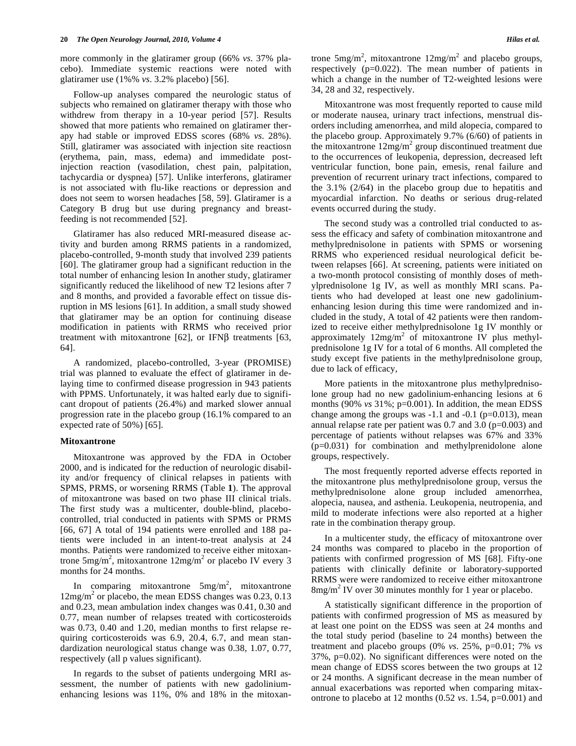more commonly in the glatiramer group (66% *vs*. 37% placebo). Immediate systemic reactions were noted with glatiramer use (1%% *vs*. 3.2% placebo) [56].

Follow-up analyses compared the neurologic status of subjects who remained on glatiramer therapy with those who withdrew from therapy in a 10-year period [57]. Results showed that more patients who remained on glatiramer therapy had stable or improved EDSS scores (68% *vs*. 28%). Still, glatiramer was associated with injection site reactiosn (erythema, pain, mass, edema) and immediate post-injection reaction (vasodilation, chest pain, palpitation, tachycardia or dyspnea) [57]. Unlike interferons, glatiramer is not associated with flu-like reactions or depression and does not seem to worsen headaches [58, 59]. Glatiramer is a Category B drug but use during pregnancy and breast-feeding is not recommended [52].

Glatiramer has also reduced MRI-measured disease activity and burden among RRMS patients in a randomized, placebo-controlled, 9-month study that involved 239 patients [60]. The glatiramer group had a significant reduction in the total number of enhancing lesion In another study, glatiramer significantly reduced the likelihood of new T2 lesions after 7 and 8 months, and provided a favorable effect on tissue disruption in MS lesions [61]. In addition, a small study showed that glatiramer may be an option for continuing disease modification in patients with RRMS who received prior treatment with mitoxantrone [62], or IFNβ treatments [63, 64].

A randomized, placebo-controlled, 3-year (PROMISE) trial was planned to evaluate the effect of glatiramer in delaying time to confirmed disease progression in 943 patients with PPMS. Unfortunately, it was halted early due to significant dropout of patients (26.4%) and marked slower annual progression rate in the placebo group (16.1% compared to an expected rate of 50%) [65].

### Mitoxantrone

Mitoxantrone was approved by the FDA in October 2000, and is indicated for the reduction of neurologic disability and/or frequency of clinical relapses in patients with SPMS, PRMS, or worsening RRMS (Table **1**). The approval of mitoxantrone was based on two phase III clinical trials. The first study was a multicenter, double-blind, placebo-controlled, trial conducted in patients with SPMS or PRMS [66, 67] A total of 194 patients were enrolled and 188 patients were included in an intent-to-treat analysis at 24 months. Patients were randomized to receive either mitoxantrone 5mg/m$^2$, mitoxantrone 12mg/m$^2$ or placebo IV every 3 months for 24 months.

In comparing mitoxantrone 5mg/m$^2$, mitoxantrone 12mg/m$^2$ or placebo, the mean EDSS changes was 0.23, 0.13 and 0.23, mean ambulation index changes was 0.41, 0.30 and 0.77, mean number of relapses treated with corticosteroids was 0.73, 0.40 and 1.20, median months to first relapse requiring corticosteroids was 6.9, 20.4, 6.7, and mean standardization neurological status change was 0.38, 1.07, 0.77, respectively (all p values significant).

In regards to the subset of patients undergoing MRI assessment, the number of patients with new gadolinium-enhancing lesions was 11%, 0% and 18% in the mitoxantrone 5mg/m$^2$, mitoxantrone 12mg/m$^2$ and placebo groups, respectively (p=0.022). The mean number of patients in which a change in the number of T2-weighted lesions were 34, 28 and 32, respectively.

Mitoxantrone was most frequently reported to cause mild or moderate nausea, urinary tract infections, menstrual disorders including amenorrhea, and mild alopecia, compared to the placebo group. Approximately 9.7% (6/60) of patients in the mitoxantrone 12mg/m$^2$ group discontinued treatment due to the occurrences of leukopenia, depression, decreased left ventricular function, bone pain, emesis, renal failure and prevention of recurrent urinary tract infections, compared to the 3.1% (2/64) in the placebo group due to hepatitis and myocardial infarction. No deaths or serious drug-related events occurred during the study.

The second study was a controlled trial conducted to assess the efficacy and safety of combination mitoxantrone and methylprednisolone in patients with SPMS or worsening RRMS who experienced residual neurological deficit between relapses [66]. At screening, patients were initiated on a two-month protocol consisting of monthly doses of methylprednisolone 1g IV, as well as monthly MRI scans. Patients who had developed at least one new gadolinium-enhancing lesion during this time were randomized and included in the study, A total of 42 patients were then randomized to receive either methylprednisolone 1g IV monthly or approximately 12mg/m$^2$ of mitoxantrone IV plus methylprednisolone 1g IV for a total of 6 months. All completed the study except five patients in the methylprednisolone group, due to lack of efficacy,

More patients in the mitoxantrone plus methylprednisolone group had no new gadolinium-enhancing lesions at 6 months (90% *vs* 31%; p=0.001). In addition, the mean EDSS change among the groups was -1.1 and -0.1 (p=0.013), mean annual relapse rate per patient was 0.7 and 3.0 (p=0.003) and percentage of patients without relapses was 67% and 33% (p=0.031) for combination and methylprenidolone alone groups, respectively.

The most frequently reported adverse effects reported in the mitoxantrone plus methylprednisolone group, versus the methylprednisolone alone group included amenorrhea, alopecia, nausea, and asthenia. Leukopenia, neutropenia, and mild to moderate infections were also reported at a higher rate in the combination therapy group.

In a multicenter study, the efficacy of mitoxantrone over 24 months was compared to placebo in the proportion of patients with confirmed progression of MS [68]. Fifty-one patients with clinically definite or laboratory-supported RRMS were were randomized to receive either mitoxantrone 8mg/m$^2$ IV over 30 minutes monthly for 1 year or placebo.

A statistically significant difference in the proportion of patients with confirmed progression of MS as measured by at least one point on the EDSS was seen at 24 months and the total study period (baseline to 24 months) between the treatment and placebo groups (0% *vs*. 25%, p=0.01; 7% *vs* 37%, p=0.02). No significant differences were noted on the mean change of EDSS scores between the two groups at 12 or 24 months. A significant decrease in the mean number of annual exacerbations was reported when comparing mitaxontrone to placebo at 12 months (0.52 *vs*. 1.54, p=0.001) and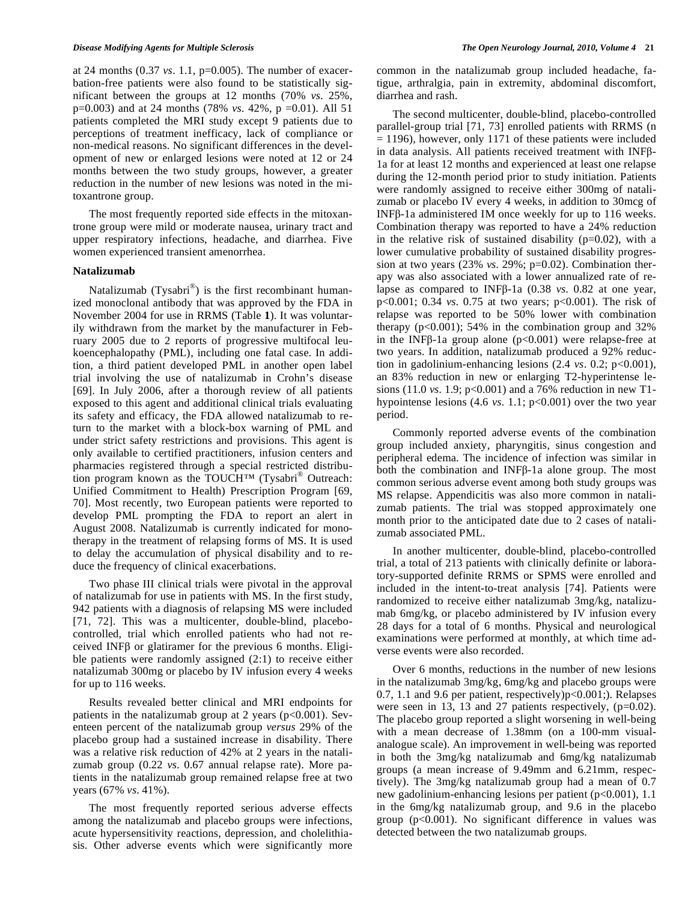at 24 months (0.37 *vs*. 1.1, p=0.005). The number of exacerbation-free patients were also found to be statistically significant between the groups at 12 months (70% *vs*. 25%, p=0.003) and at 24 months (78% *vs*. 42%, p =0.01). All 51 patients completed the MRI study except 9 patients due to perceptions of treatment inefficacy, lack of compliance or non-medical reasons. No significant differences in the development of new or enlarged lesions were noted at 12 or 24 months between the two study groups, however, a greater reduction in the number of new lesions was noted in the mitoxantrone group.

The most frequently reported side effects in the mitoxantrone group were mild or moderate nausea, urinary tract and upper respiratory infections, headache, and diarrhea. Five women experienced transient amenorrhea.

### Natalizumab

Natalizumab (Tysabri®) is the first recombinant humanized monoclonal antibody that was approved by the FDA in November 2004 for use in RRMS (Table **1**). It was voluntarily withdrawn from the market by the manufacturer in February 2005 due to 2 reports of progressive multifocal leukoencephalopathy (PML), including one fatal case. In addition, a third patient developed PML in another open label trial involving the use of natalizumab in Crohn's disease [69]. In July 2006, after a thorough review of all patients exposed to this agent and additional clinical trials evaluating its safety and efficacy, the FDA allowed natalizumab to return to the market with a block-box warning of PML and under strict safety restrictions and provisions. This agent is only available to certified practitioners, infusion centers and pharmacies registered through a special restricted distribution program known as the TOUCH™ (Tysabri® Outreach: Unified Commitment to Health) Prescription Program [69, 70]. Most recently, two European patients were reported to develop PML prompting the FDA to report an alert in August 2008. Natalizumab is currently indicated for monotherapy in the treatment of relapsing forms of MS. It is used to delay the accumulation of physical disability and to reduce the frequency of clinical exacerbations.

Two phase III clinical trials were pivotal in the approval of natalizumab for use in patients with MS. In the first study, 942 patients with a diagnosis of relapsing MS were included [71, 72]. This was a multicenter, double-blind, placebo-controlled, trial which enrolled patients who had not received INFβ or glatiramer for the previous 6 months. Eligible patients were randomly assigned (2:1) to receive either natalizumab 300mg or placebo by IV infusion every 4 weeks for up to 116 weeks.

Results revealed better clinical and MRI endpoints for patients in the natalizumab group at 2 years ($p<0.001$). Seventeen percent of the natalizumab group *versus* 29% of the placebo group had a sustained increase in disability. There was a relative risk reduction of 42% at 2 years in the natalizumab group (0.22 *vs*. 0.67 annual relapse rate). More patients in the natalizumab group remained relapse free at two years (67% *vs*. 41%).

The most frequently reported serious adverse effects among the natalizumab and placebo groups were infections, acute hypersensitivity reactions, depression, and cholelithiasis. Other adverse events which were significantly more common in the natalizumab group included headache, fatigue, arthralgia, pain in extremity, abdominal discomfort, diarrhea and rash.

The second multicenter, double-blind, placebo-controlled parallel-group trial [71, 73] enrolled patients with RRMS (n = 1196), however, only 1171 of these patients were included in data analysis. All patients received treatment with INFβ-1a for at least 12 months and experienced at least one relapse during the 12-month period prior to study initiation. Patients were randomly assigned to receive either 300mg of natalizumab or placebo IV every 4 weeks, in addition to 30mcg of INFβ-1a administered IM once weekly for up to 116 weeks. Combination therapy was reported to have a 24% reduction in the relative risk of sustained disability (p=0.02), with a lower cumulative probability of sustained disability progression at two years (23% *vs*. 29%; p=0.02). Combination therapy was also associated with a lower annualized rate of relapse as compared to INFβ-1a (0.38 *vs*. 0.82 at one year, $p<0.001$; 0.34 *vs*. 0.75 at two years; $p<0.001$). The risk of relapse was reported to be 50% lower with combination therapy ($p<0.001$); 54% in the combination group and 32% in the INFβ-1a group alone ($p<0.001$) were relapse-free at two years. In addition, natalizumab produced a 92% reduction in gadolinium-enhancing lesions (2.4 *vs*. 0.2; $p<0.001$), an 83% reduction in new or enlarging T2-hyperintense lesions (11.0 *vs*. 1.9; $p<0.001$) and a 76% reduction in new T1-hypointense lesions (4.6 *vs*. 1.1; $p<0.001$) over the two year period.

Commonly reported adverse events of the combination group included anxiety, pharyngitis, sinus congestion and peripheral edema. The incidence of infection was similar in both the combination and INFβ-1a alone group. The most common serious adverse event among both study groups was MS relapse. Appendicitis was also more common in natalizumab patients. The trial was stopped approximately one month prior to the anticipated date due to 2 cases of natalizumab associated PML.

In another multicenter, double-blind, placebo-controlled trial, a total of 213 patients with clinically definite or laboratory-supported definite RRMS or SPMS were enrolled and included in the intent-to-treat analysis [74]. Patients were randomized to receive either natalizumab 3mg/kg, natalizumab 6mg/kg, or placebo administered by IV infusion every 28 days for a total of 6 months. Physical and neurological examinations were performed at monthly, at which time adverse events were also recorded.

Over 6 months, reductions in the number of new lesions in the natalizumab 3mg/kg, 6mg/kg and placebo groups were 0.7, 1.1 and 9.6 per patient, respectively)$p<0.001$;). Relapses were seen in 13, 13 and 27 patients respectively, (p=0.02). The placebo group reported a slight worsening in well-being with a mean decrease of 1.38mm (on a 100-mm visual-analogue scale). An improvement in well-being was reported in both the 3mg/kg natalizumab and 6mg/kg natalizumab groups (a mean increase of 9.49mm and 6.21mm, respectively). The 3mg/kg natalizumab group had a mean of 0.7 new gadolinium-enhancing lesions per patient ($p<0.001$), 1.1 in the 6mg/kg natalizumab group, and 9.6 in the placebo group ($p<0.001$). No significant difference in values was detected between the two natalizumab groups.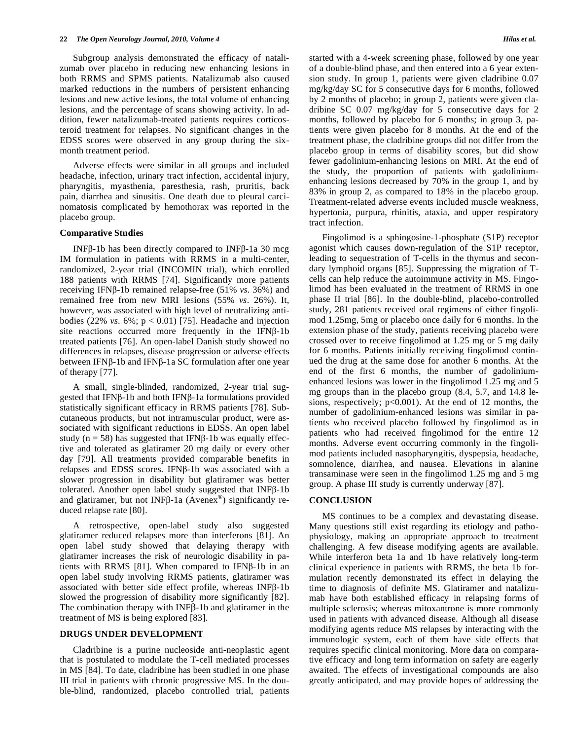Subgroup analysis demonstrated the efficacy of natalizumab over placebo in reducing new enhancing lesions in both RRMS and SPMS patients. Natalizumab also caused marked reductions in the numbers of persistent enhancing lesions and new active lesions, the total volume of enhancing lesions, and the percentage of scans showing activity. In addition, fewer natalizumab-treated patients requires corticosteroid treatment for relapses. No significant changes in the EDSS scores were observed in any group during the six-month treatment period.

Adverse effects were similar in all groups and included headache, infection, urinary tract infection, accidental injury, pharyngitis, myasthenia, paresthesia, rash, pruritis, back pain, diarrhea and sinusitis. One death due to pleural carcinomatosis complicated by hemothorax was reported in the placebo group.

### Comparative Studies

INFβ-1b has been directly compared to INFβ-1a 30 mcg IM formulation in patients with RRMS in a multi-center, randomized, 2-year trial (INCOMIN trial), which enrolled 188 patients with RRMS [74]. Significantly more patients receiving IFNβ-1b remained relapse-free (51% *vs*. 36%) and remained free from new MRI lesions (55% *vs*. 26%). It, however, was associated with high level of neutralizing antibodies (22% *vs*. 6%; $p < 0.01$) [75]. Headache and injection site reactions occurred more frequently in the IFNβ-1b treated patients [76]. An open-label Danish study showed no differences in relapses, disease progression or adverse effects between IFNβ-1b and IFNβ-1a SC formulation after one year of therapy [77].

A small, single-blinded, randomized, 2-year trial suggested that IFNβ-1b and both IFNβ-1a formulations provided statistically significant efficacy in RRMS patients [78]. Subcutaneous products, but not intramuscular product, were associated with significant reductions in EDSS. An open label study (n = 58) has suggested that IFNβ-1b was equally effective and tolerated as glatiramer 20 mg daily or every other day [79]. All treatments provided comparable benefits in relapses and EDSS scores. IFNβ-1b was associated with a slower progression in disability but glatiramer was better tolerated. Another open label study suggested that INFβ-1b and glatiramer, but not INFβ-1a (Avenex®) significantly reduced relapse rate [80].

A retrospective, open-label study also suggested glatiramer reduced relapses more than interferons [81]. An open label study showed that delaying therapy with glatiramer increases the risk of neurologic disability in patients with RRMS [81]. When compared to IFNβ-1b in an open label study involving RRMS patients, glatiramer was associated with better side effect profile, whereas INFβ-1b slowed the progression of disability more significantly [82]. The combination therapy with INFβ-1b and glatiramer in the treatment of MS is being explored [83].

## DRUGS UNDER DEVELOPMENT

Cladribine is a purine nucleoside anti-neoplastic agent that is postulated to modulate the T-cell mediated processes in MS [84]. To date, cladribine has been studied in one phase III trial in patients with chronic progressive MS. In the double-blind, randomized, placebo controlled trial, patients started with a 4-week screening phase, followed by one year of a double-blind phase, and then entered into a 6 year extension study. In group 1, patients were given cladribine 0.07 mg/kg/day SC for 5 consecutive days for 6 months, followed by 2 months of placebo; in group 2, patients were given cladribine SC 0.07 mg/kg/day for 5 consecutive days for 2 months, followed by placebo for 6 months; in group 3, patients were given placebo for 8 months. At the end of the treatment phase, the cladribine groups did not differ from the placebo group in terms of disability scores, but did show fewer gadolinium-enhancing lesions on MRI. At the end of the study, the proportion of patients with gadolinium-enhancing lesions decreased by 70% in the group 1, and by 83% in group 2, as compared to 18% in the placebo group. Treatment-related adverse events included muscle weakness, hypertonia, purpura, rhinitis, ataxia, and upper respiratory tract infection.

Fingolimod is a sphingosine-1-phosphate (S1P) receptor agonist which causes down-regulation of the S1P receptor, leading to sequestration of T-cells in the thymus and secondary lymphoid organs [85]. Suppressing the migration of T-cells can help reduce the autoimmune activity in MS. Fingolimod has been evaluated in the treatment of RRMS in one phase II trial [86]. In the double-blind, placebo-controlled study, 281 patients received oral regimens of either fingolimod 1.25mg, 5mg or placebo once daily for 6 months. In the extension phase of the study, patients receiving placebo were crossed over to receive fingolimod at 1.25 mg or 5 mg daily for 6 months. Patients initially receiving fingolimod continued the drug at the same dose for another 6 months. At the end of the first 6 months, the number of gadolinium-enhanced lesions was lower in the fingolimod 1.25 mg and 5 mg groups than in the placebo group (8.4, 5.7, and 14.8 lesions, respectively; $p<0.001$). At the end of 12 months, the number of gadolinium-enhanced lesions was similar in patients who received placebo followed by fingolimod as in patients who had received fingolimod for the entire 12 months. Adverse event occurring commonly in the fingolimod patients included nasopharyngitis, dyspepsia, headache, somnolence, diarrhea, and nausea. Elevations in alanine transaminase were seen in the fingolimod 1.25 mg and 5 mg group. A phase III study is currently underway [87].

## CONCLUSION

MS continues to be a complex and devastating disease. Many questions still exist regarding its etiology and pathophysiology, making an appropriate approach to treatment challenging. A few disease modifying agents are available. While interferon beta 1a and 1b have relatively long-term clinical experience in patients with RRMS, the beta 1b formulation recently demonstrated its effect in delaying the time to diagnosis of definite MS. Glatiramer and natalizumab have both established efficacy in relapsing forms of multiple sclerosis; whereas mitoxantrone is more commonly used in patients with advanced disease. Although all disease modifying agents reduce MS relapses by interacting with the immunologic system, each of them have side effects that requires specific clinical monitoring. More data on comparative efficacy and long term information on safety are eagerly awaited. The effects of investigational compounds are also greatly anticipated, and may provide hopes of addressing the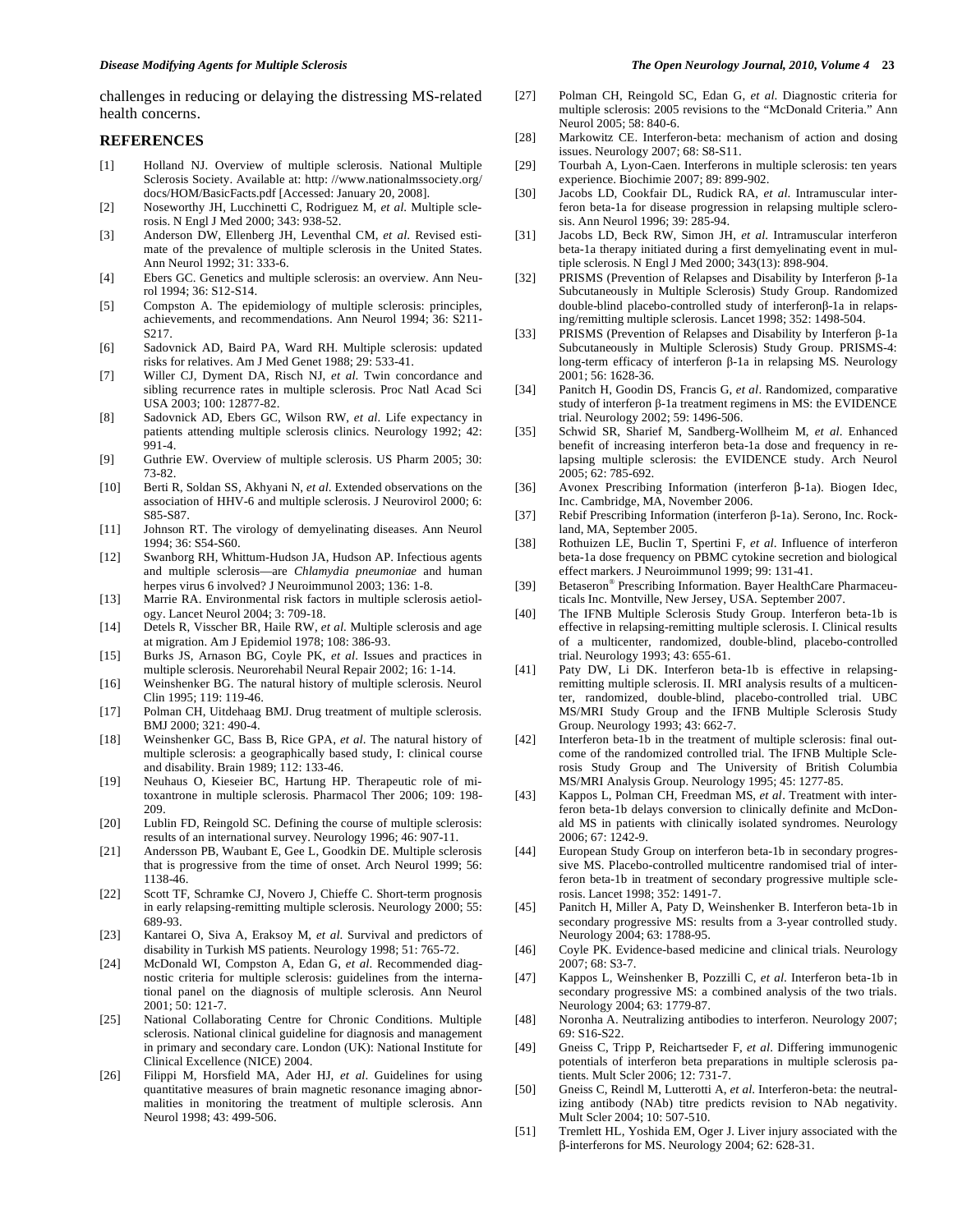challenges in reducing or delaying the distressing MS-related health concerns.

## REFERENCES

[1] Holland NJ. Overview of multiple sclerosis. National Multiple Sclerosis Society. Available at: http: //www.nationalmssociety.org/ docs/HOM/BasicFacts.pdf [Accessed: January 20, 2008].

[2] Noseworthy JH, Lucchinetti C, Rodriguez M, *et al.* Multiple sclerosis. N Engl J Med 2000; 343: 938-52.

[3] Anderson DW, Ellenberg JH, Leventhal CM, *et al.* Revised estimate of the prevalence of multiple sclerosis in the United States. Ann Neurol 1992; 31: 333-6.

[4] Ebers GC. Genetics and multiple sclerosis: an overview. Ann Neurol 1994; 36: S12-S14.

[5] Compston A. The epidemiology of multiple sclerosis: principles, achievements, and recommendations. Ann Neurol 1994; 36: S211-S217.

[6] Sadovnick AD, Baird PA, Ward RH. Multiple sclerosis: updated risks for relatives. Am J Med Genet 1988; 29: 533-41.

[7] Willer CJ, Dyment DA, Risch NJ, *et al.* Twin concordance and sibling recurrence rates in multiple sclerosis. Proc Natl Acad Sci USA 2003; 100: 12877-82.

[8] Sadovnick AD, Ebers GC, Wilson RW, *et al*. Life expectancy in patients attending multiple sclerosis clinics. Neurology 1992; 42: 991-4.

[9] Guthrie EW. Overview of multiple sclerosis. US Pharm 2005; 30: 73-82.

[10] Berti R, Soldan SS, Akhyani N, *et al*. Extended observations on the association of HHV-6 and multiple sclerosis. J Neurovirol 2000; 6: S85-S87.

[11] Johnson RT. The virology of demyelinating diseases. Ann Neurol 1994; 36: S54-S60.

[12] Swanborg RH, Whittum-Hudson JA, Hudson AP. Infectious agents and multiple sclerosis—are *Chlamydia pneumoniae* and human herpes virus 6 involved? J Neuroimmunol 2003; 136: 1-8.

[13] Marrie RA. Environmental risk factors in multiple sclerosis aetiology. Lancet Neurol 2004; 3: 709-18.

[14] Detels R, Visscher BR, Haile RW, *et al.* Multiple sclerosis and age at migration. Am J Epidemiol 1978; 108: 386-93.

[15] Burks JS, Arnason BG, Coyle PK, *et al*. Issues and practices in multiple sclerosis. Neurorehabil Neural Repair 2002; 16: 1-14.

[16] Weinshenker BG. The natural history of multiple sclerosis. Neurol Clin 1995; 119: 119-46.

[17] Polman CH, Uitdehaag BMJ. Drug treatment of multiple sclerosis. BMJ 2000; 321: 490-4.

[18] Weinshenker GC, Bass B, Rice GPA, *et al*. The natural history of multiple sclerosis: a geographically based study, I: clinical course and disability. Brain 1989; 112: 133-46.

[19] Neuhaus O, Kieseier BC, Hartung HP. Therapeutic role of mitoxantrone in multiple sclerosis. Pharmacol Ther 2006; 109: 198-209.

[20] Lublin FD, Reingold SC. Defining the course of multiple sclerosis: results of an international survey. Neurology 1996; 46: 907-11.

[21] Andersson PB, Waubant E, Gee L, Goodkin DE. Multiple sclerosis that is progressive from the time of onset. Arch Neurol 1999; 56: 1138-46.

[22] Scott TF, Schramke CJ, Novero J, Chieffe C. Short-term prognosis in early relapsing-remitting multiple sclerosis. Neurology 2000; 55: 689-93.

[23] Kantarei O, Siva A, Eraksoy M, *et al.* Survival and predictors of disability in Turkish MS patients. Neurology 1998; 51: 765-72.

[24] McDonald WI, Compston A, Edan G, *et al*. Recommended diagnostic criteria for multiple sclerosis: guidelines from the international panel on the diagnosis of multiple sclerosis. Ann Neurol 2001; 50: 121-7.

[25] National Collaborating Centre for Chronic Conditions. Multiple sclerosis. National clinical guideline for diagnosis and management in primary and secondary care. London (UK): National Institute for Clinical Excellence (NICE) 2004.

[26] Filippi M, Horsfield MA, Ader HJ, *et al*. Guidelines for using quantitative measures of brain magnetic resonance imaging abnormalities in monitoring the treatment of multiple sclerosis. Ann Neurol 1998; 43: 499-506.

[27] Polman CH, Reingold SC, Edan G, *et al.* Diagnostic criteria for multiple sclerosis: 2005 revisions to the "McDonald Criteria." Ann Neurol 2005; 58: 840-6.

[28] Markowitz CE. Interferon-beta: mechanism of action and dosing issues. Neurology 2007; 68: S8-S11.

[29] Tourbah A, Lyon-Caen. Interferons in multiple sclerosis: ten years experience. Biochimie 2007; 89: 899-902.

[30] Jacobs LD, Cookfair DL, Rudick RA, *et al.* Intramuscular interferon beta-1a for disease progression in relapsing multiple sclerosis. Ann Neurol 1996; 39: 285-94.

[31] Jacobs LD, Beck RW, Simon JH, *et al.* Intramuscular interferon beta-1a therapy initiated during a first demyelinating event in multiple sclerosis. N Engl J Med 2000; 343(13): 898-904.

[32] PRISMS (Prevention of Relapses and Disability by Interferon β-1a Subcutaneously in Multiple Sclerosis) Study Group. Randomized double-blind placebo-controlled study of interferonβ-1a in relapsing/remitting multiple sclerosis. Lancet 1998; 352: 1498-504.

[33] PRISMS (Prevention of Relapses and Disability by Interferon β-1a Subcutaneously in Multiple Sclerosis) Study Group. PRISMS-4: long-term efficacy of interferon β-1a in relapsing MS. Neurology 2001; 56: 1628-36.

[34] Panitch H, Goodin DS, Francis G, *et al*. Randomized, comparative study of interferon β-1a treatment regimens in MS: the EVIDENCE trial. Neurology 2002; 59: 1496-506.

[35] Schwid SR, Sharief M, Sandberg-Wollheim M, *et al*. Enhanced benefit of increasing interferon beta-1a dose and frequency in relapsing multiple sclerosis: the EVIDENCE study. Arch Neurol 2005; 62: 785-692.

[36] Avonex Prescribing Information (interferon β-1a). Biogen Idec, Inc. Cambridge, MA, November 2006.

[37] Rebif Prescribing Information (interferon β-1a). Serono, Inc. Rockland, MA, September 2005.

[38] Rothuizen LE, Buclin T, Spertini F, *et al*. Influence of interferon beta-1a dose frequency on PBMC cytokine secretion and biological effect markers. J Neuroimmunol 1999; 99: 131-41.

[39] Betaseron® Prescribing Information. Bayer HealthCare Pharmaceuticals Inc. Montville, New Jersey, USA. September 2007.

[40] The IFNB Multiple Sclerosis Study Group. Interferon beta-1b is effective in relapsing-remitting multiple sclerosis. I. Clinical results of a multicenter, randomized, double-blind, placebo-controlled trial. Neurology 1993; 43: 655-61.

[41] Paty DW, Li DK. Interferon beta-1b is effective in relapsing-remitting multiple sclerosis. II. MRI analysis results of a multicenter, randomized, double-blind, placebo-controlled trial. UBC MS/MRI Study Group and the IFNB Multiple Sclerosis Study Group. Neurology 1993; 43: 662-7.

[42] Interferon beta-1b in the treatment of multiple sclerosis: final outcome of the randomized controlled trial. The IFNB Multiple Sclerosis Study Group and The University of British Columbia MS/MRI Analysis Group. Neurology 1995; 45: 1277-85.

[43] Kappos L, Polman CH, Freedman MS, *et al*. Treatment with interferon beta-1b delays conversion to clinically definite and McDonald MS in patients with clinically isolated syndromes. Neurology 2006; 67: 1242-9.

[44] European Study Group on interferon beta-1b in secondary progressive MS. Placebo-controlled multicentre randomised trial of interferon beta-1b in treatment of secondary progressive multiple sclerosis. Lancet 1998; 352: 1491-7.

[45] Panitch H, Miller A, Paty D, Weinshenker B. Interferon beta-1b in secondary progressive MS: results from a 3-year controlled study. Neurology 2004; 63: 1788-95.

[46] Coyle PK. Evidence-based medicine and clinical trials. Neurology 2007; 68: S3-7.

[47] Kappos L, Weinshenker B, Pozzilli C, *et al.* Interferon beta-1b in secondary progressive MS: a combined analysis of the two trials. Neurology 2004; 63: 1779-87.

[48] Noronha A. Neutralizing antibodies to interferon. Neurology 2007; 69: S16-S22.

[49] Gneiss C, Tripp P, Reichartseder F, *et al*. Differing immunogenic potentials of interferon beta preparations in multiple sclerosis patients. Mult Scler 2006; 12: 731-7.

[50] Gneiss C, Reindl M, Lutterotti A, *et al.* Interferon-beta: the neutralizing antibody (NAb) titre predicts revision to NAb negativity. Mult Scler 2004; 10: 507-510.

[51] Tremlett HL, Yoshida EM, Oger J. Liver injury associated with the β-interferons for MS. Neurology 2004; 62: 628-31.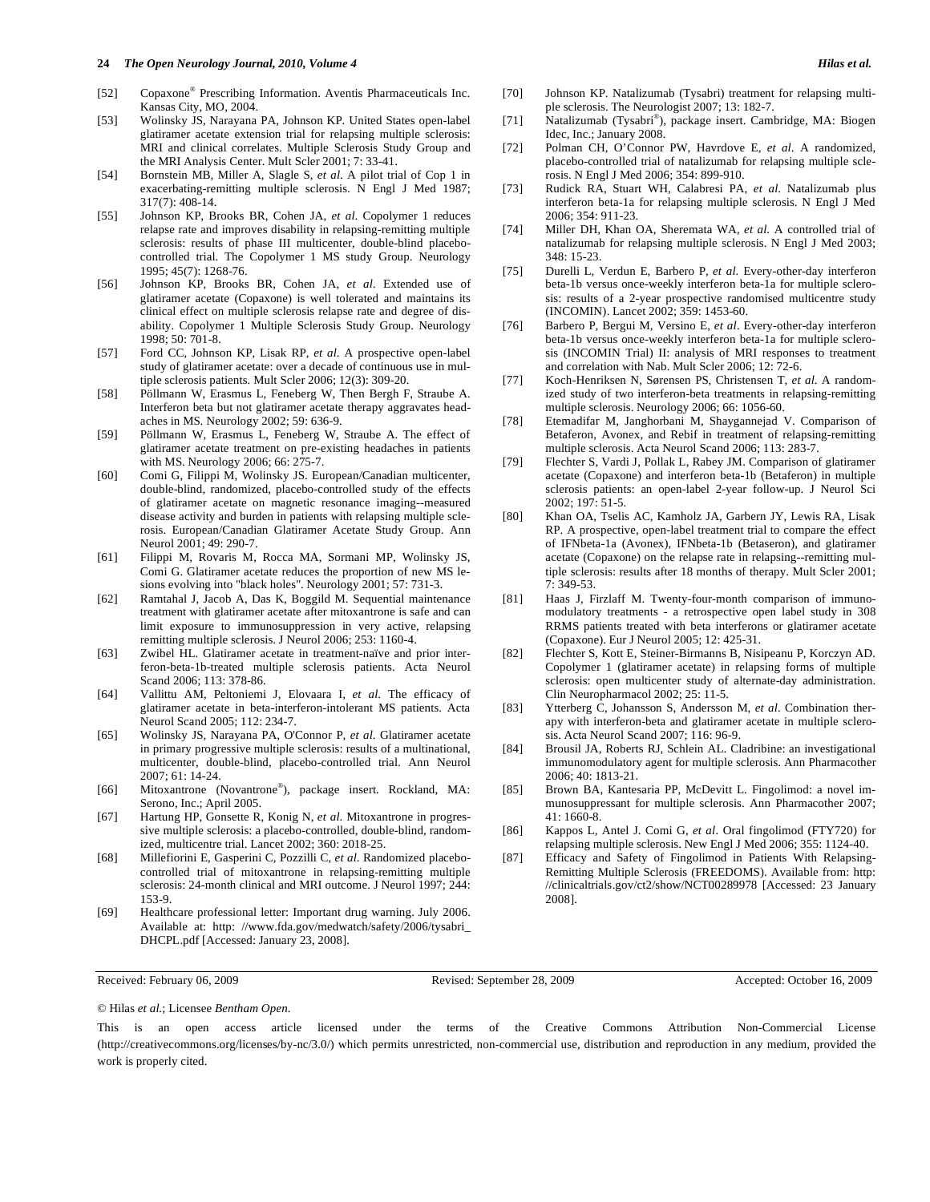[52] Copaxone® Prescribing Information. Aventis Pharmaceuticals Inc. Kansas City, MO, 2004.

[53] Wolinsky JS, Narayana PA, Johnson KP. United States open-label glatiramer acetate extension trial for relapsing multiple sclerosis: MRI and clinical correlates. Multiple Sclerosis Study Group and the MRI Analysis Center. Mult Scler 2001; 7: 33-41.

[54] Bornstein MB, Miller A, Slagle S, *et al.* A pilot trial of Cop 1 in exacerbating-remitting multiple sclerosis. N Engl J Med 1987; 317(7): 408-14.

[55] Johnson KP, Brooks BR, Cohen JA, *et al.* Copolymer 1 reduces relapse rate and improves disability in relapsing-remitting multiple sclerosis: results of phase III multicenter, double-blind placebo-controlled trial. The Copolymer 1 MS study Group. Neurology 1995; 45(7): 1268-76.

[56] Johnson KP, Brooks BR, Cohen JA, *et al.* Extended use of glatiramer acetate (Copaxone) is well tolerated and maintains its clinical effect on multiple sclerosis relapse rate and degree of disability. Copolymer 1 Multiple Sclerosis Study Group. Neurology 1998; 50: 701-8.

[57] Ford CC, Johnson KP, Lisak RP, *et al.* A prospective open-label study of glatiramer acetate: over a decade of continuous use in multiple sclerosis patients. Mult Scler 2006; 12(3): 309-20.

[58] Pöllmann W, Erasmus L, Feneberg W, Then Bergh F, Straube A. Interferon beta but not glatiramer acetate therapy aggravates headaches in MS. Neurology 2002; 59: 636-9.

[59] Pöllmann W, Erasmus L, Feneberg W, Straube A. The effect of glatiramer acetate treatment on pre-existing headaches in patients with MS. Neurology 2006; 66: 275-7.

[60] Comi G, Filippi M, Wolinsky JS. European/Canadian multicenter, double-blind, randomized, placebo-controlled study of the effects of glatiramer acetate on magnetic resonance imaging--measured disease activity and burden in patients with relapsing multiple sclerosis. European/Canadian Glatiramer Acetate Study Group. Ann Neurol 2001; 49: 290-7.

[61] Filippi M, Rovaris M, Rocca MA, Sormani MP, Wolinsky JS, Comi G. Glatiramer acetate reduces the proportion of new MS lesions evolving into "black holes". Neurology 2001; 57: 731-3.

[62] Ramtahal J, Jacob A, Das K, Boggild M. Sequential maintenance treatment with glatiramer acetate after mitoxantrone is safe and can limit exposure to immunosuppression in very active, relapsing remitting multiple sclerosis. J Neurol 2006; 253: 1160-4.

[63] Zwibel HL. Glatiramer acetate in treatment-naïve and prior interferon-beta-1b-treated multiple sclerosis patients. Acta Neurol Scand 2006; 113: 378-86.

[64] Vallittu AM, Peltoniemi J, Elovaara I, *et al.* The efficacy of glatiramer acetate in beta-interferon-intolerant MS patients. Acta Neurol Scand 2005; 112: 234-7.

[65] Wolinsky JS, Narayana PA, O'Connor P, *et al.* Glatiramer acetate in primary progressive multiple sclerosis: results of a multinational, multicenter, double-blind, placebo-controlled trial. Ann Neurol 2007; 61: 14-24.

[66] Mitoxantrone (Novantrone®), package insert. Rockland, MA: Serono, Inc.; April 2005.

[67] Hartung HP, Gonsette R, Konig N, *et al.* Mitoxantrone in progressive multiple sclerosis: a placebo-controlled, double-blind, randomized, multicentre trial. Lancet 2002; 360: 2018-25.

[68] Millefiorini E, Gasperini C, Pozzilli C, *et al.* Randomized placebo-controlled trial of mitoxantrone in relapsing-remitting multiple sclerosis: 24-month clinical and MRI outcome. J Neurol 1997; 244: 153-9.

[69] Healthcare professional letter: Important drug warning. July 2006. Available at: http: //www.fda.gov/medwatch/safety/2006/tysabri_DHCPL.pdf [Accessed: January 23, 2008].

[70] Johnson KP. Natalizumab (Tysabri) treatment for relapsing multiple sclerosis. The Neurologist 2007; 13: 182-7.

[71] Natalizumab (Tysabri®), package insert. Cambridge, MA: Biogen Idec, Inc.; January 2008.

[72] Polman CH, O'Connor PW, Havrdove E, *et al*. A randomized, placebo-controlled trial of natalizumab for relapsing multiple sclerosis. N Engl J Med 2006; 354: 899-910.

[73] Rudick RA, Stuart WH, Calabresi PA, *et al.* Natalizumab plus interferon beta-1a for relapsing multiple sclerosis. N Engl J Med 2006; 354: 911-23.

[74] Miller DH, Khan OA, Sheremata WA, *et al.* A controlled trial of natalizumab for relapsing multiple sclerosis. N Engl J Med 2003; 348: 15-23.

[75] Durelli L, Verdun E, Barbero P, *et al.* Every-other-day interferon beta-1b versus once-weekly interferon beta-1a for multiple sclerosis: results of a 2-year prospective randomised multicentre study (INCOMIN). Lancet 2002; 359: 1453-60.

[76] Barbero P, Bergui M, Versino E, *et al*. Every-other-day interferon beta-1b versus once-weekly interferon beta-1a for multiple sclerosis (INCOMIN Trial) II: analysis of MRI responses to treatment and correlation with Nab. Mult Scler 2006; 12: 72-6.

[77] Koch-Henriksen N, Sørensen PS, Christensen T, *et al.* A randomized study of two interferon-beta treatments in relapsing-remitting multiple sclerosis. Neurology 2006; 66: 1056-60.

[78] Etemadifar M, Janghorbani M, Shaygannejad V. Comparison of Betaferon, Avonex, and Rebif in treatment of relapsing-remitting multiple sclerosis. Acta Neurol Scand 2006; 113: 283-7.

[79] Flechter S, Vardi J, Pollak L, Rabey JM. Comparison of glatiramer acetate (Copaxone) and interferon beta-1b (Betaferon) in multiple sclerosis patients: an open-label 2-year follow-up. J Neurol Sci 2002; 197: 51-5.

[80] Khan OA, Tselis AC, Kamholz JA, Garbern JY, Lewis RA, Lisak RP. A prospective, open-label treatment trial to compare the effect of IFNbeta-1a (Avonex), IFNbeta-1b (Betaseron), and glatiramer acetate (Copaxone) on the relapse rate in relapsing--remitting multiple sclerosis: results after 18 months of therapy. Mult Scler 2001; 7: 349-53.

[81] Haas J, Firzlaff M. Twenty-four-month comparison of immunomodulatory treatments - a retrospective open label study in 308 RRMS patients treated with beta interferons or glatiramer acetate (Copaxone). Eur J Neurol 2005; 12: 425-31.

[82] Flechter S, Kott E, Steiner-Birmanns B, Nisipeanu P, Korczyn AD. Copolymer 1 (glatiramer acetate) in relapsing forms of multiple sclerosis: open multicenter study of alternate-day administration. Clin Neuropharmacol 2002; 25: 11-5.

[83] Ytterberg C, Johansson S, Andersson M, *et al*. Combination therapy with interferon-beta and glatiramer acetate in multiple sclerosis. Acta Neurol Scand 2007; 116: 96-9.

[84] Brousil JA, Roberts RJ, Schlein AL. Cladribine: an investigational immunomodulatory agent for multiple sclerosis. Ann Pharmacother 2006; 40: 1813-21.

[85] Brown BA, Kantesaria PP, McDevitt L. Fingolimod: a novel immunosuppressant for multiple sclerosis. Ann Pharmacother 2007; 41: 1660-8.

[86] Kappos L, Antel J. Comi G, *et al*. Oral fingolimod (FTY720) for relapsing multiple sclerosis. New Engl J Med 2006; 355: 1124-40.

[87] Efficacy and Safety of Fingolimod in Patients With Relapsing-Remitting Multiple Sclerosis (FREEDOMS). Available from: http: //clinicaltrials.gov/ct2/show/NCT00289978 [Accessed: 23 January 2008].

Received: February 06, 2009 Revised: September 28, 2009 Accepted: October 16, 2009

© Hilas *et al.*; Licensee *Bentham Open.*

This is an open access article licensed under the terms of the Creative Commons Attribution Non-Commercial License (http://creativecommons.org/licenses/by-nc/3.0/) which permits unrestricted, non-commercial use, distribution and reproduction in any medium, provided the work is properly cited.